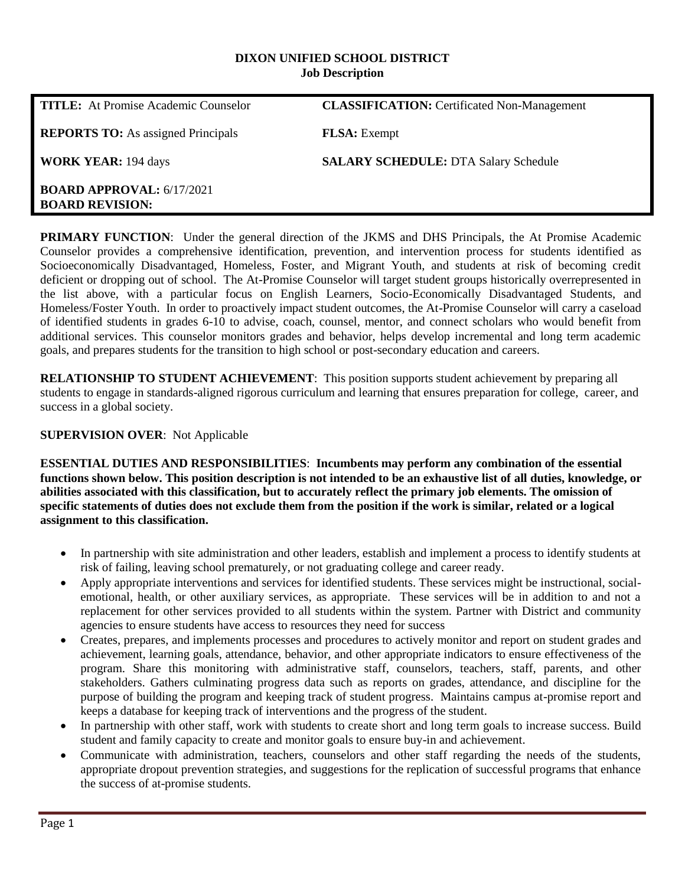**DIXON UNIFIED SCHOOL DISTRICT**
**Job Description**

| | |
|---|---|
| **TITLE:** At Promise Academic Counselor | **CLASSIFICATION:** Certificated Non-Management |
| **REPORTS TO:** As assigned Principals | **FLSA:** Exempt |
| **WORK YEAR:** 194 days | **SALARY SCHEDULE:** DTA Salary Schedule |
| **BOARD APPROVAL:** 6/17/2021<br>**BOARD REVISION:** | |

**PRIMARY FUNCTION**: Under the general direction of the JKMS and DHS Principals, the At Promise Academic Counselor provides a comprehensive identification, prevention, and intervention process for students identified as Socioeconomically Disadvantaged, Homeless, Foster, and Migrant Youth, and students at risk of becoming credit deficient or dropping out of school. The At-Promise Counselor will target student groups historically overrepresented in the list above, with a particular focus on English Learners, Socio-Economically Disadvantaged Students, and Homeless/Foster Youth. In order to proactively impact student outcomes, the At-Promise Counselor will carry a caseload of identified students in grades 6-10 to advise, coach, counsel, mentor, and connect scholars who would benefit from additional services. This counselor monitors grades and behavior, helps develop incremental and long term academic goals, and prepares students for the transition to high school or post-secondary education and careers.

**RELATIONSHIP TO STUDENT ACHIEVEMENT**: This position supports student achievement by preparing all students to engage in standards-aligned rigorous curriculum and learning that ensures preparation for college, career, and success in a global society.

**SUPERVISION OVER**: Not Applicable

**ESSENTIAL DUTIES AND RESPONSIBILITIES**: **Incumbents may perform any combination of the essential functions shown below. This position description is not intended to be an exhaustive list of all duties, knowledge, or abilities associated with this classification, but to accurately reflect the primary job elements. The omission of specific statements of duties does not exclude them from the position if the work is similar, related or a logical assignment to this classification.**

- In partnership with site administration and other leaders, establish and implement a process to identify students at risk of failing, leaving school prematurely, or not graduating college and career ready.
- Apply appropriate interventions and services for identified students. These services might be instructional, social-emotional, health, or other auxiliary services, as appropriate. These services will be in addition to and not a replacement for other services provided to all students within the system. Partner with District and community agencies to ensure students have access to resources they need for success
- Creates, prepares, and implements processes and procedures to actively monitor and report on student grades and achievement, learning goals, attendance, behavior, and other appropriate indicators to ensure effectiveness of the program. Share this monitoring with administrative staff, counselors, teachers, staff, parents, and other stakeholders. Gathers culminating progress data such as reports on grades, attendance, and discipline for the purpose of building the program and keeping track of student progress. Maintains campus at-promise report and keeps a database for keeping track of interventions and the progress of the student.
- In partnership with other staff, work with students to create short and long term goals to increase success. Build student and family capacity to create and monitor goals to ensure buy-in and achievement.
- Communicate with administration, teachers, counselors and other staff regarding the needs of the students, appropriate dropout prevention strategies, and suggestions for the replication of successful programs that enhance the success of at-promise students.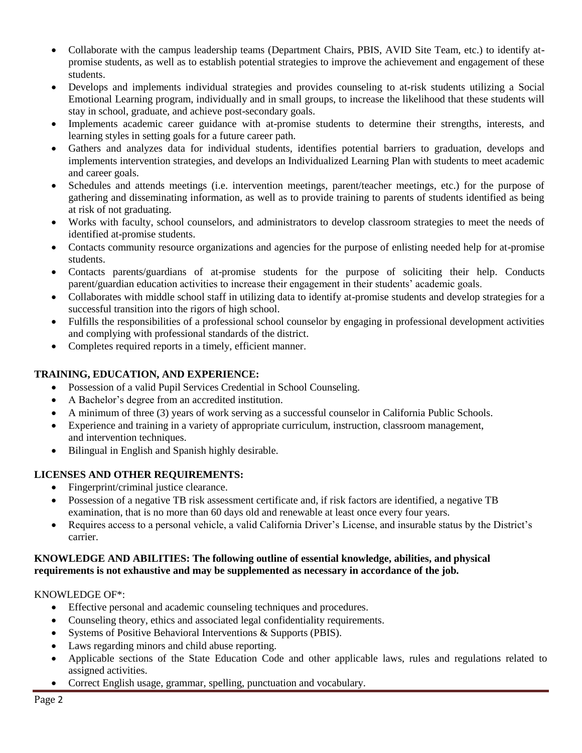- Collaborate with the campus leadership teams (Department Chairs, PBIS, AVID Site Team, etc.) to identify at-promise students, as well as to establish potential strategies to improve the achievement and engagement of these students.
- Develops and implements individual strategies and provides counseling to at-risk students utilizing a Social Emotional Learning program, individually and in small groups, to increase the likelihood that these students will stay in school, graduate, and achieve post-secondary goals.
- Implements academic career guidance with at-promise students to determine their strengths, interests, and learning styles in setting goals for a future career path.
- Gathers and analyzes data for individual students, identifies potential barriers to graduation, develops and implements intervention strategies, and develops an Individualized Learning Plan with students to meet academic and career goals.
- Schedules and attends meetings (i.e. intervention meetings, parent/teacher meetings, etc.) for the purpose of gathering and disseminating information, as well as to provide training to parents of students identified as being at risk of not graduating.
- Works with faculty, school counselors, and administrators to develop classroom strategies to meet the needs of identified at-promise students.
- Contacts community resource organizations and agencies for the purpose of enlisting needed help for at-promise students.
- Contacts parents/guardians of at-promise students for the purpose of soliciting their help. Conducts parent/guardian education activities to increase their engagement in their students' academic goals.
- Collaborates with middle school staff in utilizing data to identify at-promise students and develop strategies for a successful transition into the rigors of high school.
- Fulfills the responsibilities of a professional school counselor by engaging in professional development activities and complying with professional standards of the district.
- Completes required reports in a timely, efficient manner.

**TRAINING, EDUCATION, AND EXPERIENCE:**

- Possession of a valid Pupil Services Credential in School Counseling.
- A Bachelor's degree from an accredited institution.
- A minimum of three (3) years of work serving as a successful counselor in California Public Schools.
- Experience and training in a variety of appropriate curriculum, instruction, classroom management, and intervention techniques.
- Bilingual in English and Spanish highly desirable.

**LICENSES AND OTHER REQUIREMENTS:**

- Fingerprint/criminal justice clearance.
- Possession of a negative TB risk assessment certificate and, if risk factors are identified, a negative TB examination, that is no more than 60 days old and renewable at least once every four years.
- Requires access to a personal vehicle, a valid California Driver's License, and insurable status by the District's carrier.

**KNOWLEDGE AND ABILITIES: The following outline of essential knowledge, abilities, and physical requirements is not exhaustive and may be supplemented as necessary in accordance of the job.**

KNOWLEDGE OF*:

- Effective personal and academic counseling techniques and procedures.
- Counseling theory, ethics and associated legal confidentiality requirements.
- Systems of Positive Behavioral Interventions & Supports (PBIS).
- Laws regarding minors and child abuse reporting.
- Applicable sections of the State Education Code and other applicable laws, rules and regulations related to assigned activities.
- Correct English usage, grammar, spelling, punctuation and vocabulary.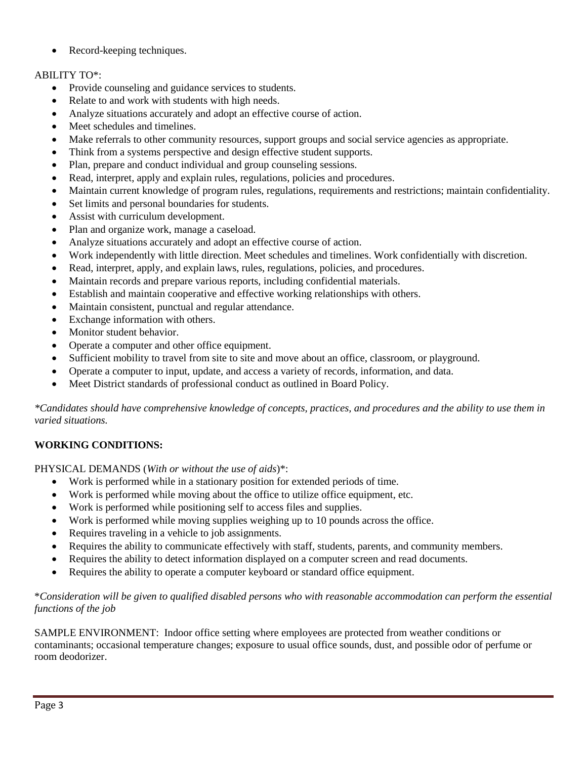- Record-keeping techniques.

ABILITY TO*:

- Provide counseling and guidance services to students.
- Relate to and work with students with high needs.
- Analyze situations accurately and adopt an effective course of action.
- Meet schedules and timelines.
- Make referrals to other community resources, support groups and social service agencies as appropriate.
- Think from a systems perspective and design effective student supports.
- Plan, prepare and conduct individual and group counseling sessions.
- Read, interpret, apply and explain rules, regulations, policies and procedures.
- Maintain current knowledge of program rules, regulations, requirements and restrictions; maintain confidentiality.
- Set limits and personal boundaries for students.
- Assist with curriculum development.
- Plan and organize work, manage a caseload.
- Analyze situations accurately and adopt an effective course of action.
- Work independently with little direction. Meet schedules and timelines. Work confidentially with discretion.
- Read, interpret, apply, and explain laws, rules, regulations, policies, and procedures.
- Maintain records and prepare various reports, including confidential materials.
- Establish and maintain cooperative and effective working relationships with others.
- Maintain consistent, punctual and regular attendance.
- Exchange information with others.
- Monitor student behavior.
- Operate a computer and other office equipment.
- Sufficient mobility to travel from site to site and move about an office, classroom, or playground.
- Operate a computer to input, update, and access a variety of records, information, and data.
- Meet District standards of professional conduct as outlined in Board Policy.

*\*Candidates should have comprehensive knowledge of concepts, practices, and procedures and the ability to use them in varied situations.*

**WORKING CONDITIONS:**

PHYSICAL DEMANDS (*With or without the use of aids*)*:

- Work is performed while in a stationary position for extended periods of time.
- Work is performed while moving about the office to utilize office equipment, etc.
- Work is performed while positioning self to access files and supplies.
- Work is performed while moving supplies weighing up to 10 pounds across the office.
- Requires traveling in a vehicle to job assignments.
- Requires the ability to communicate effectively with staff, students, parents, and community members.
- Requires the ability to detect information displayed on a computer screen and read documents.
- Requires the ability to operate a computer keyboard or standard office equipment.

\**Consideration will be given to qualified disabled persons who with reasonable accommodation can perform the essential functions of the job*

SAMPLE ENVIRONMENT: Indoor office setting where employees are protected from weather conditions or contaminants; occasional temperature changes; exposure to usual office sounds, dust, and possible odor of perfume or room deodorizer.